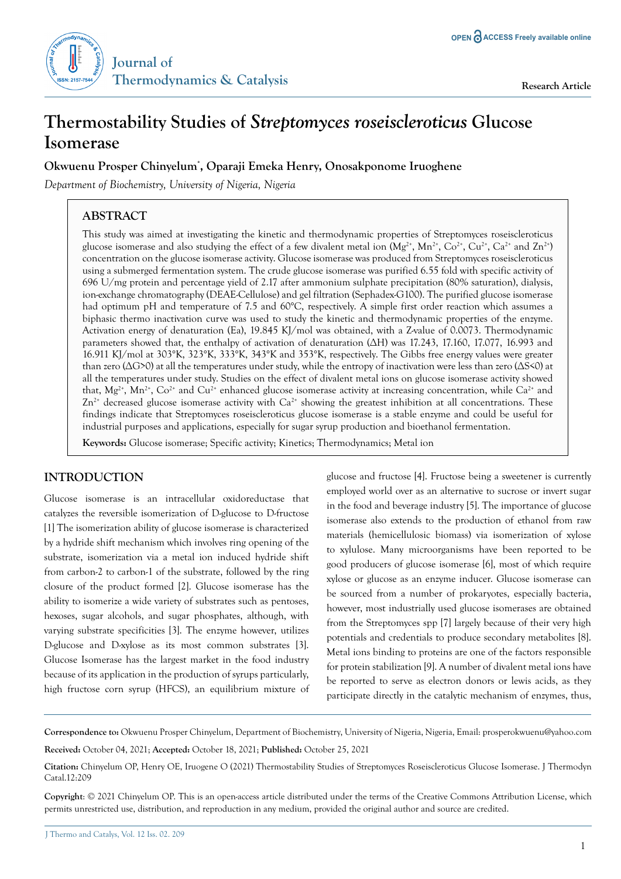# Thermostability Studies of *Streptomyces roseiscleroticus* Glucose Isomerase

**Okwuenu Prosper Chinyelum*, Oparaji Emeka Henry, Onosakponome Iruoghene**

*Department of Biochemistry, University of Nigeria, Nigeria*

## ABSTRACT

This study was aimed at investigating the kinetic and thermodynamic properties of Streptomyces roseiscleroticus glucose isomerase and also studying the effect of a few divalent metal ion ($Mg^{2+}$, $Mn^{2+}$, $Co^{2+}$, $Cu^{2+}$, $Ca^{2+}$ and $Zn^{2+}$) concentration on the glucose isomerase activity. Glucose isomerase was produced from Streptomyces roseiscleroticus using a submerged fermentation system. The crude glucose isomerase was purified 6.55 fold with specific activity of 696 U/mg protein and percentage yield of 2.17 after ammonium sulphate precipitation (80% saturation), dialysis, ion-exchange chromatography (DEAE-Cellulose) and gel filtration (Sephadex-G100). The purified glucose isomerase had optimum pH and temperature of 7.5 and 60°C, respectively. A simple first order reaction which assumes a biphasic thermo inactivation curve was used to study the kinetic and thermodynamic properties of the enzyme. Activation energy of denaturation (Ea), 19.845 KJ/mol was obtained, with a Z-value of 0.0073. Thermodynamic parameters showed that, the enthalpy of activation of denaturation (ΔH) was 17.243, 17.160, 17.077, 16.993 and 16.911 KJ/mol at 303°K, 323°K, 333°K, 343°K and 353°K, respectively. The Gibbs free energy values were greater than zero (ΔG>0) at all the temperatures under study, while the entropy of inactivation were less than zero (ΔS<0) at all the temperatures under study. Studies on the effect of divalent metal ions on glucose isomerase activity showed that, $Mg^{2+}$, $Mn^{2+}$, $Co^{2+}$ and $Cu^{2+}$ enhanced glucose isomerase activity at increasing concentration, while $Ca^{2+}$ and $Zn^{2+}$ decreased glucose isomerase activity with $Ca^{2+}$ showing the greatest inhibition at all concentrations. These findings indicate that Streptomyces roseiscleroticus glucose isomerase is a stable enzyme and could be useful for industrial purposes and applications, especially for sugar syrup production and bioethanol fermentation.

**Keywords:** Glucose isomerase; Specific activity; Kinetics; Thermodynamics; Metal ion

## INTRODUCTION

Glucose isomerase is an intracellular oxidoreductase that catalyzes the reversible isomerization of D-glucose to D-fructose [1] The isomerization ability of glucose isomerase is characterized by a hydride shift mechanism which involves ring opening of the substrate, isomerization via a metal ion induced hydride shift from carbon-2 to carbon-1 of the substrate, followed by the ring closure of the product formed [2]. Glucose isomerase has the ability to isomerize a wide variety of substrates such as pentoses, hexoses, sugar alcohols, and sugar phosphates, although, with varying substrate specificities [3]. The enzyme however, utilizes D-glucose and D-xylose as its most common substrates [3]. Glucose Isomerase has the largest market in the food industry because of its application in the production of syrups particularly, high fructose corn syrup (HFCS), an equilibrium mixture of glucose and fructose [4]. Fructose being a sweetener is currently employed world over as an alternative to sucrose or invert sugar in the food and beverage industry [5]. The importance of glucose isomerase also extends to the production of ethanol from raw materials (hemicellulosic biomass) via isomerization of xylose to xylulose. Many microorganisms have been reported to be good producers of glucose isomerase [6], most of which require xylose or glucose as an enzyme inducer. Glucose isomerase can be sourced from a number of prokaryotes, especially bacteria, however, most industrially used glucose isomerases are obtained from the Streptomyces spp [7] largely because of their very high potentials and credentials to produce secondary metabolites [8]. Metal ions binding to proteins are one of the factors responsible for protein stabilization [9]. A number of divalent metal ions have be reported to serve as electron donors or lewis acids, as they participate directly in the catalytic mechanism of enzymes, thus,

**Correspondence to:** Okwuenu Prosper Chinyelum, Department of Biochemistry, University of Nigeria, Nigeria, Email: prosperokwuenu@yahoo.com

**Received:** October 04, 2021; **Accepted:** October 18, 2021; **Published:** October 25, 2021

**Citation:** Chinyelum OP, Henry OE, Iruogene O (2021) Thermostability Studies of Streptomyces Roseiscleroticus Glucose Isomerase. J Thermodyn Catal.12:209

**Copyright**: © 2021 Chinyelum OP. This is an open-access article distributed under the terms of the Creative Commons Attribution License, which permits unrestricted use, distribution, and reproduction in any medium, provided the original author and source are credited.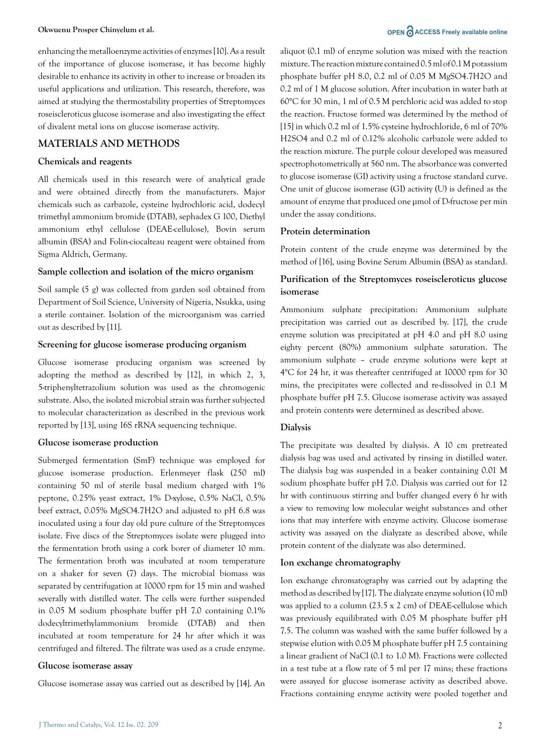enhancing the metalloenzyme activities of enzymes [10]. As a result of the importance of glucose isomerase, it has become highly desirable to enhance its activity in other to increase or broaden its useful applications and utilization. This research, therefore, was aimed at studying the thermostability properties of Streptomyces roseiscleroticus glucose isomerase and also investigating the effect of divalent metal ions on glucose isomerase activity.

## MATERIALS AND METHODS

### Chemicals and reagents

All chemicals used in this research were of analytical grade and were obtained directly from the manufacturers. Major chemicals such as carbazole, cysteine hydrochloric acid, dodecyl trimethyl ammonium bromide (DTAB), sephadex G 100, Diethyl ammonium ethyl cellulose (DEAE-cellulose), Bovin serum albumin (BSA) and Folin-ciocalteau reagent were obtained from Sigma Aldrich, Germany.

### Sample collection and isolation of the micro organism

Soil sample (5 g) was collected from garden soil obtained from Department of Soil Science, University of Nigeria, Nsukka, using a sterile container. Isolation of the microorganism was carried out as described by [11].

### Screening for glucose isomerase producing organism

Glucose isomerase producing organism was screened by adopting the method as described by [12], in which 2, 3, 5-triphenyltetrazolium solution was used as the chromogenic substrate. Also, the isolated microbial strain was further subjected to molecular characterization as described in the previous work reported by [13], using 16S rRNA sequencing technique.

### Glucose isomerase production

Submerged fermentation (SmF) technique was employed for glucose isomerase production. Erlenmeyer flask (250 ml) containing 50 ml of sterile basal medium charged with 1% peptone, 0.25% yeast extract, 1% D-xylose, 0.5% NaCl, 0.5% beef extract, 0.05% $MgSO_4.7H_2O$ and adjusted to pH 6.8 was inoculated using a four day old pure culture of the Streptomyces isolate. Five discs of the Streptomyces isolate were plugged into the fermentation broth using a cork borer of diameter 10 mm. The fermentation broth was incubated at room temperature on a shaker for seven (7) days. The microbial biomass was separated by centrifugation at 10000 rpm for 15 min and washed severally with distilled water. The cells were further suspended in 0.05 M sodium phosphate buffer pH 7.0 containing 0.1% dodecyltrimethylammonium bromide (DTAB) and then incubated at room temperature for 24 hr after which it was centrifuged and filtered. The filtrate was used as a crude enzyme.

### Glucose isomerase assay

Glucose isomerase assay was carried out as described by [14]. An aliquot (0.1 ml) of enzyme solution was mixed with the reaction mixture. The reaction mixture contained 0.5 ml of 0.1 M potassium phosphate buffer pH 8.0, 0.2 ml of 0.05 M $MgSO_4.7H_2O$ and 0.2 ml of 1 M glucose solution. After incubation in water bath at 60°C for 30 min, 1 ml of 0.5 M perchloric acid was added to stop the reaction. Fructose formed was determined by the method of [15] in which 0.2 ml of 1.5% cysteine hydrochloride, 6 ml of 70% $H_2SO_4$ and 0.2 ml of 0.12% alcoholic carbazole were added to the reaction mixture. The purple colour developed was measured spectrophotometrically at 560 nm. The absorbance was converted to glucose isomerase (GI) activity using a fructose standard curve. One unit of glucose isomerase (GI) activity (U) is defined as the amount of enzyme that produced one µmol of D-fructose per min under the assay conditions.

### Protein determination

Protein content of the crude enzyme was determined by the method of [16], using Bovine Serum Albumin (BSA) as standard.

### Purification of the Streptomyces roseiscleroticus glucose isomerase

Ammonium sulphate precipitation: Ammonium sulphate precipitation was carried out as described by. [17], the crude enzyme solution was precipitated at pH 4.0 and pH 8.0 using eighty percent (80%) ammonium sulphate saturation. The ammonium sulphate – crude enzyme solutions were kept at 4°C for 24 hr, it was thereafter centrifuged at 10000 rpm for 30 mins, the precipitates were collected and re-dissolved in 0.1 M phosphate buffer pH 7.5. Glucose isomerase activity was assayed and protein contents were determined as described above.

### Dialysis

The precipitate was desalted by dialysis. A 10 cm pretreated dialysis bag was used and activated by rinsing in distilled water. The dialysis bag was suspended in a beaker containing 0.01 M sodium phosphate buffer pH 7.0. Dialysis was carried out for 12 hr with continuous stirring and buffer changed every 6 hr with a view to removing low molecular weight substances and other ions that may interfere with enzyme activity. Glucose isomerase activity was assayed on the dialyzate as described above, while protein content of the dialyzate was also determined.

### Ion exchange chromatography

Ion exchange chromatography was carried out by adapting the method as described by [17]. The dialyzate enzyme solution (10 ml) was applied to a column (23.5 x 2 cm) of DEAE-cellulose which was previously equilibrated with 0.05 M phosphate buffer pH 7.5. The column was washed with the same buffer followed by a stepwise elution with 0.05 M phosphate buffer pH 7.5 containing a linear gradient of NaCl (0.1 to 1.0 M). Fractions were collected in a test tube at a flow rate of 5 ml per 17 mins; these fractions were assayed for glucose isomerase activity as described above. Fractions containing enzyme activity were pooled together and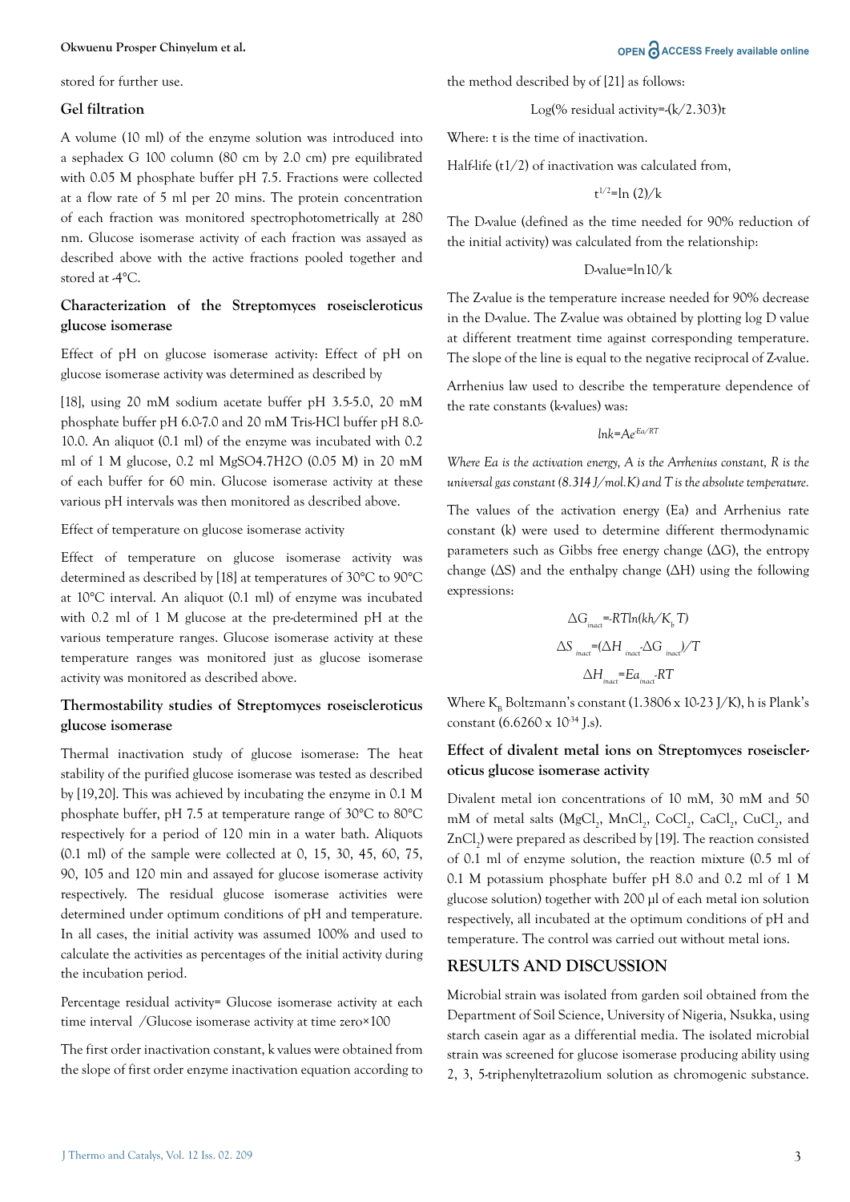stored for further use.

## Gel filtration

A volume (10 ml) of the enzyme solution was introduced into a sephadex G 100 column (80 cm by 2.0 cm) pre equilibrated with 0.05 M phosphate buffer pH 7.5. Fractions were collected at a flow rate of 5 ml per 20 mins. The protein concentration of each fraction was monitored spectrophotometrically at 280 nm. Glucose isomerase activity of each fraction was assayed as described above with the active fractions pooled together and stored at -4°C.

## Characterization of the Streptomyces roseiscleroticus glucose isomerase

Effect of pH on glucose isomerase activity: Effect of pH on glucose isomerase activity was determined as described by [18], using 20 mM sodium acetate buffer pH 3.5-5.0, 20 mM phosphate buffer pH 6.0-7.0 and 20 mM Tris-HCl buffer pH 8.0-10.0. An aliquot (0.1 ml) of the enzyme was incubated with 0.2 ml of 1 M glucose, 0.2 ml $MgSO_4.7H_2O$ (0.05 M) in 20 mM of each buffer for 60 min. Glucose isomerase activity at these various pH intervals was then monitored as described above.

Effect of temperature on glucose isomerase activity

Effect of temperature on glucose isomerase activity was determined as described by [18] at temperatures of 30°C to 90°C at 10°C interval. An aliquot (0.1 ml) of enzyme was incubated with 0.2 ml of 1 M glucose at the pre-determined pH at the various temperature ranges. Glucose isomerase activity at these temperature ranges was monitored just as glucose isomerase activity was monitored as described above.

## Thermostability studies of Streptomyces roseiscleroticus glucose isomerase

Thermal inactivation study of glucose isomerase: The heat stability of the purified glucose isomerase was tested as described by [19,20]. This was achieved by incubating the enzyme in 0.1 M phosphate buffer, pH 7.5 at temperature range of 30°C to 80°C respectively for a period of 120 min in a water bath. Aliquots (0.1 ml) of the sample were collected at 0, 15, 30, 45, 60, 75, 90, 105 and 120 min and assayed for glucose isomerase activity respectively. The residual glucose isomerase activities were determined under optimum conditions of pH and temperature. In all cases, the initial activity was assumed 100% and used to calculate the activities as percentages of the initial activity during the incubation period.

Percentage residual activity= Glucose isomerase activity at each time interval /Glucose isomerase activity at time zero×100

The first order inactivation constant, k values were obtained from the slope of first order enzyme inactivation equation according to the method described by of [21] as follows:

$$\text{Log}(\%\ \text{residual activity}=-(k/2.303)t$$

Where: t is the time of inactivation.

Half-life (t1/2) of inactivation was calculated from,

$$t^{1/2}=\ln(2)/k$$

The D-value (defined as the time needed for 90% reduction of the initial activity) was calculated from the relationship:

$$\text{D-value}=\ln 10/k$$

The Z-value is the temperature increase needed for 90% decrease in the D-value. The Z-value was obtained by plotting log D value at different treatment time against corresponding temperature. The slope of the line is equal to the negative reciprocal of Z-value.

Arrhenius law used to describe the temperature dependence of the rate constants (k-values) was:

$$\ln k=Ae^{-Ea/RT}$$

*Where Ea is the activation energy, A is the Arrhenius constant, R is the universal gas constant (8.314 J/mol.K) and T is the absolute temperature.*

The values of the activation energy (Ea) and Arrhenius rate constant (k) were used to determine different thermodynamic parameters such as Gibbs free energy change (ΔG), the entropy change (ΔS) and the enthalpy change (ΔH) using the following expressions:

$$\Delta G_{inact}=-RT\ln(kh/K_bT)$$

$$\Delta S_{inact}=(\Delta H_{inact}-\Delta G_{inact})/T$$

$$\Delta H_{inact}=Ea_{inact}-RT$$

Where $K_B$ Boltzmann's constant (1.3806 x 10-23 J/K), h is Plank's constant (6.6260 x $10^{-34}$ J.s).

## Effect of divalent metal ions on Streptomyces roseiscleroticus glucose isomerase activity

Divalent metal ion concentrations of 10 mM, 30 mM and 50 mM of metal salts ($MgCl_2$, $MnCl_2$, $CoCl_2$, $CaCl_2$, $CuCl_2$, and $ZnCl_2$) were prepared as described by [19]. The reaction consisted of 0.1 ml of enzyme solution, the reaction mixture (0.5 ml of 0.1 M potassium phosphate buffer pH 8.0 and 0.2 ml of 1 M glucose solution) together with 200 µl of each metal ion solution respectively, all incubated at the optimum conditions of pH and temperature. The control was carried out without metal ions.

# RESULTS AND DISCUSSION

Microbial strain was isolated from garden soil obtained from the Department of Soil Science, University of Nigeria, Nsukka, using starch casein agar as a differential media. The isolated microbial strain was screened for glucose isomerase producing ability using 2, 3, 5-triphenyltetrazolium solution as chromogenic substance.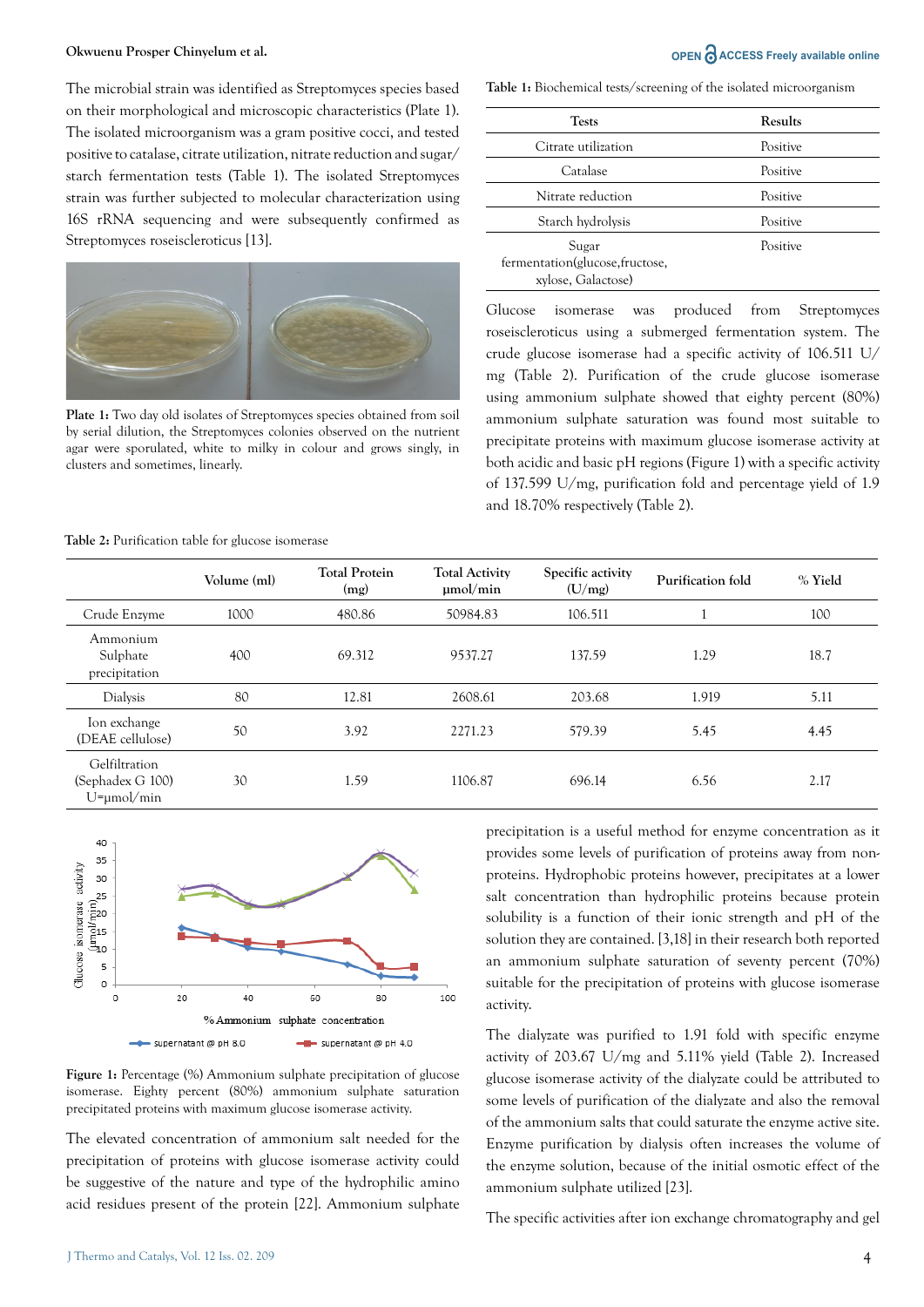The microbial strain was identified as Streptomyces species based on their morphological and microscopic characteristics (Plate 1). The isolated microorganism was a gram positive cocci, and tested positive to catalase, citrate utilization, nitrate reduction and sugar/ starch fermentation tests (Table 1). The isolated Streptomyces strain was further subjected to molecular characterization using 16S rRNA sequencing and were subsequently confirmed as Streptomyces roseiscleroticus [13].

**Plate 1:** Two day old isolates of Streptomyces species obtained from soil by serial dilution, the Streptomyces colonies observed on the nutrient agar were sporulated, white to milky in colour and grows singly, in clusters and sometimes, linearly.

**Table 1:** Biochemical tests/screening of the isolated microorganism

| Tests | Results |
|---|---|
| Citrate utilization | Positive |
| Catalase | Positive |
| Nitrate reduction | Positive |
| Starch hydrolysis | Positive |
| Sugar fermentation(glucose,fructose, xylose, Galactose) | Positive |

Glucose isomerase was produced from Streptomyces roseiscleroticus using a submerged fermentation system. The crude glucose isomerase had a specific activity of 106.511 U/mg (Table 2). Purification of the crude glucose isomerase using ammonium sulphate showed that eighty percent (80%) ammonium sulphate saturation was found most suitable to precipitate proteins with maximum glucose isomerase activity at both acidic and basic pH regions (Figure 1) with a specific activity of 137.599 U/mg, purification fold and percentage yield of 1.9 and 18.70% respectively (Table 2).

**Table 2:** Purification table for glucose isomerase

| | Volume (ml) | Total Protein (mg) | Total Activity µmol/min | Specific activity (U/mg) | Purification fold | % Yield |
|---|---|---|---|---|---|---|
| Crude Enzyme | 1000 | 480.86 | 50984.83 | 106.511 | 1 | 100 |
| Ammonium Sulphate precipitation | 400 | 69.312 | 9537.27 | 137.59 | 1.29 | 18.7 |
| Dialysis | 80 | 12.81 | 2608.61 | 203.68 | 1.919 | 5.11 |
| Ion exchange (DEAE cellulose) | 50 | 3.92 | 2271.23 | 579.39 | 5.45 | 4.45 |
| Gelfiltration (Sephadex G 100) U=µmol/min | 30 | 1.59 | 1106.87 | 696.14 | 6.56 | 2.17 |

**Figure 1:** Percentage (%) Ammonium sulphate precipitation of glucose isomerase. Eighty percent (80%) ammonium sulphate saturation precipitated proteins with maximum glucose isomerase activity.

The elevated concentration of ammonium salt needed for the precipitation of proteins with glucose isomerase activity could be suggestive of the nature and type of the hydrophilic amino acid residues present of the protein [22]. Ammonium sulphate precipitation is a useful method for enzyme concentration as it provides some levels of purification of proteins away from non-proteins. Hydrophobic proteins however, precipitates at a lower salt concentration than hydrophilic proteins because protein solubility is a function of their ionic strength and pH of the solution they are contained. [3,18] in their research both reported an ammonium sulphate saturation of seventy percent (70%) suitable for the precipitation of proteins with glucose isomerase activity.

The dialyzate was purified to 1.91 fold with specific enzyme activity of 203.67 U/mg and 5.11% yield (Table 2). Increased glucose isomerase activity of the dialyzate could be attributed to some levels of purification of the dialyzate and also the removal of the ammonium salts that could saturate the enzyme active site. Enzyme purification by dialysis often increases the volume of the enzyme solution, because of the initial osmotic effect of the ammonium sulphate utilized [23].

The specific activities after ion exchange chromatography and gel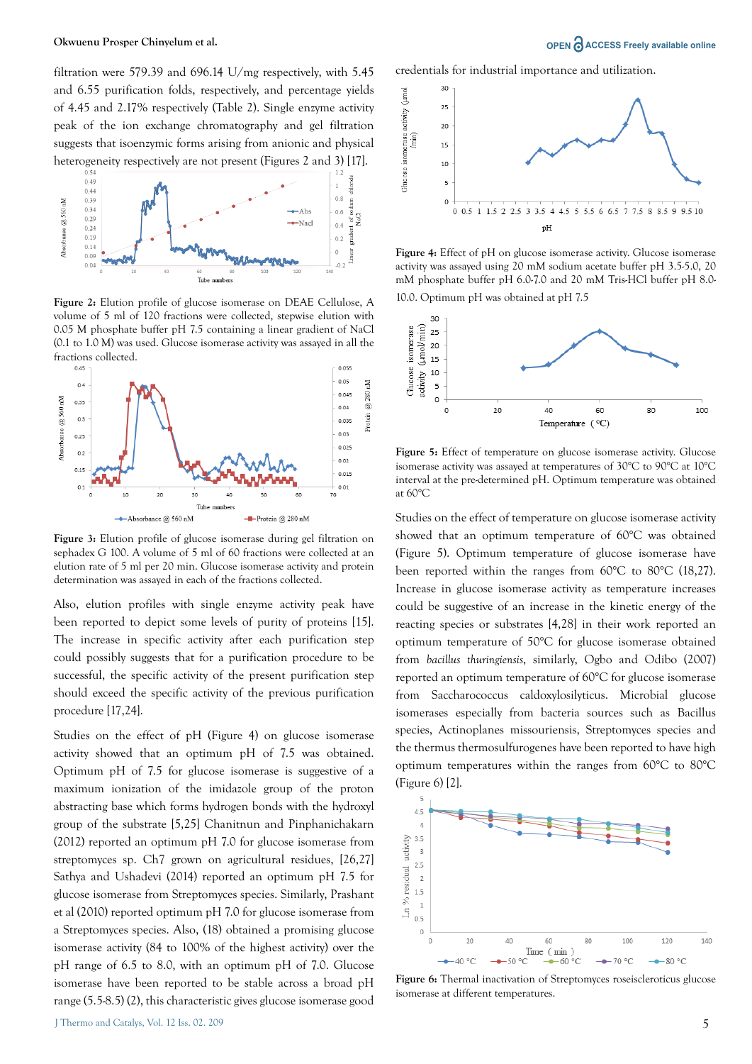filtration were 579.39 and 696.14 U/mg respectively, with 5.45 and 6.55 purification folds, respectively, and percentage yields of 4.45 and 2.17% respectively (Table 2). Single enzyme activity peak of the ion exchange chromatography and gel filtration suggests that isoenzymic forms arising from anionic and physical heterogeneity respectively are not present (Figures 2 and 3) [17].

Figure 2: Elution profile of glucose isomerase on DEAE Cellulose, A volume of 5 ml of 120 fractions were collected, stepwise elution with 0.05 M phosphate buffer pH 7.5 containing a linear gradient of NaCl (0.1 to 1.0 M) was used. Glucose isomerase activity was assayed in all the fractions collected.

Figure 3: Elution profile of glucose isomerase during gel filtration on sephadex G 100. A volume of 5 ml of 60 fractions were collected at an elution rate of 5 ml per 20 min. Glucose isomerase activity and protein determination was assayed in each of the fractions collected.

Also, elution profiles with single enzyme activity peak have been reported to depict some levels of purity of proteins [15]. The increase in specific activity after each purification step could possibly suggests that for a purification procedure to be successful, the specific activity of the present purification step should exceed the specific activity of the previous purification procedure [17,24].

Studies on the effect of pH (Figure 4) on glucose isomerase activity showed that an optimum pH of 7.5 was obtained. Optimum pH of 7.5 for glucose isomerase is suggestive of a maximum ionization of the imidazole group of the proton abstracting base which forms hydrogen bonds with the hydroxyl group of the substrate [5,25] Chanitnun and Pinphanichakarn (2012) reported an optimum pH 7.0 for glucose isomerase from streptomyces sp. Ch7 grown on agricultural residues, [26,27] Sathya and Ushadevi (2014) reported an optimum pH 7.5 for glucose isomerase from Streptomyces species. Similarly, Prashant et al (2010) reported optimum pH 7.0 for glucose isomerase from a Streptomyces species. Also, (18) obtained a promising glucose isomerase activity (84 to 100% of the highest activity) over the pH range of 6.5 to 8.0, with an optimum pH of 7.0. Glucose isomerase have been reported to be stable across a broad pH range (5.5-8.5) (2), this characteristic gives glucose isomerase good credentials for industrial importance and utilization.

Figure 4: Effect of pH on glucose isomerase activity. Glucose isomerase activity was assayed using 20 mM sodium acetate buffer pH 3.5-5.0, 20 mM phosphate buffer pH 6.0-7.0 and 20 mM Tris-HCl buffer pH 8.0-10.0. Optimum pH was obtained at pH 7.5

Figure 5: Effect of temperature on glucose isomerase activity. Glucose isomerase activity was assayed at temperatures of 30°C to 90°C at 10°C interval at the pre-determined pH. Optimum temperature was obtained at 60°C

Studies on the effect of temperature on glucose isomerase activity showed that an optimum temperature of 60°C was obtained (Figure 5). Optimum temperature of glucose isomerase have been reported within the ranges from 60°C to 80°C (18,27). Increase in glucose isomerase activity as temperature increases could be suggestive of an increase in the kinetic energy of the reacting species or substrates [4,28] in their work reported an optimum temperature of 50°C for glucose isomerase obtained from *bacillus thuringiensis*, similarly, Ogbo and Odibo (2007) reported an optimum temperature of 60°C for glucose isomerase from Saccharococcus caldoxylosilyticus. Microbial glucose isomerases especially from bacteria sources such as Bacillus species, Actinoplanes missouriensis, Streptomyces species and the thermus thermosulfurogenes have been reported to have high optimum temperatures within the ranges from 60°C to 80°C (Figure 6) [2].

Figure 6: Thermal inactivation of Streptomyces roseiscleroticus glucose isomerase at different temperatures.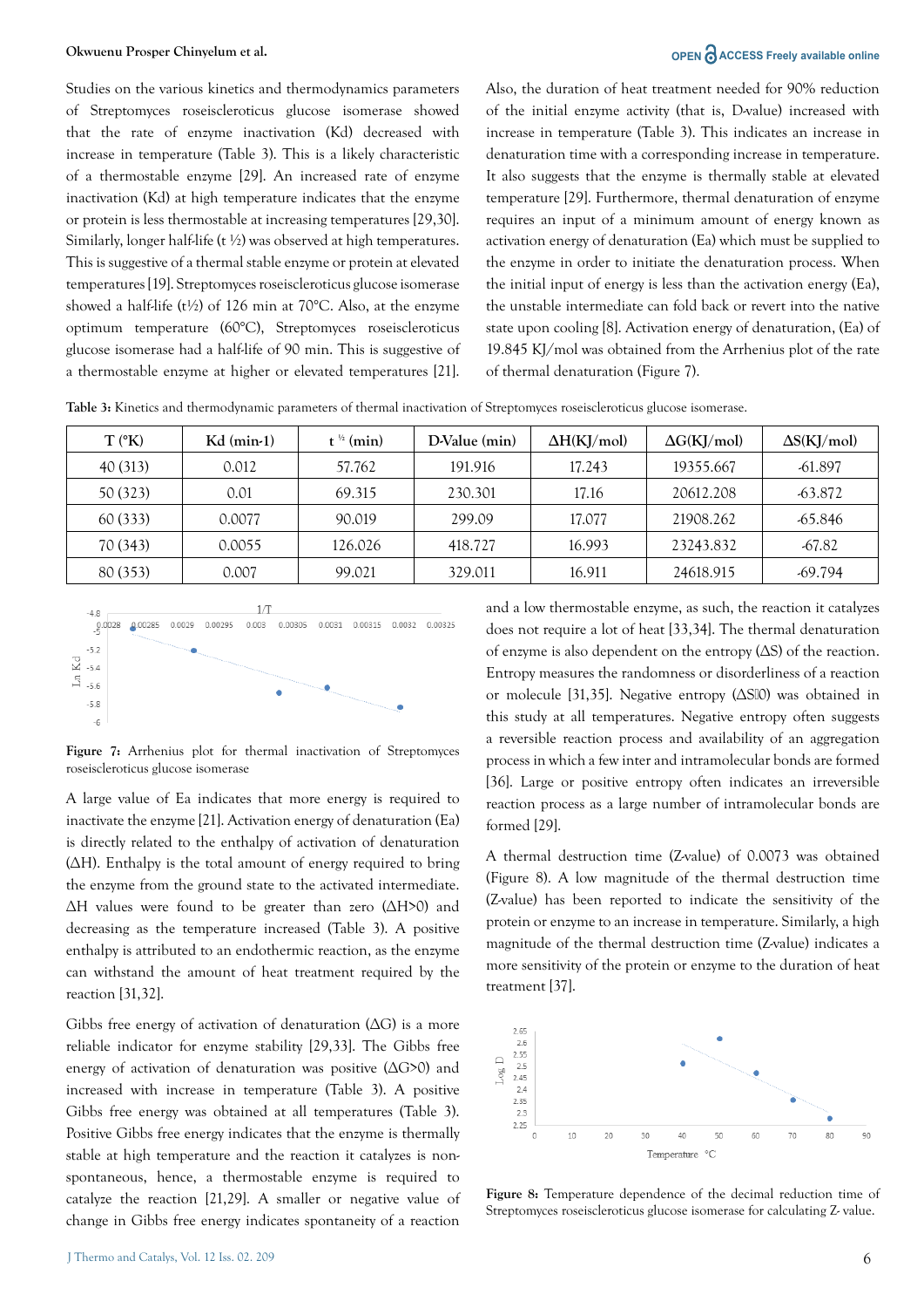Studies on the various kinetics and thermodynamics parameters of Streptomyces roseiscleroticus glucose isomerase showed that the rate of enzyme inactivation (Kd) decreased with increase in temperature (Table 3). This is a likely characteristic of a thermostable enzyme [29]. An increased rate of enzyme inactivation (Kd) at high temperature indicates that the enzyme or protein is less thermostable at increasing temperatures [29,30]. Similarly, longer half-life (t ½) was observed at high temperatures. This is suggestive of a thermal stable enzyme or protein at elevated temperatures [19]. Streptomyces roseiscleroticus glucose isomerase showed a half-life (t½) of 126 min at 70°C. Also, at the enzyme optimum temperature (60°C), Streptomyces roseiscleroticus glucose isomerase had a half-life of 90 min. This is suggestive of a thermostable enzyme at higher or elevated temperatures [21].

Also, the duration of heat treatment needed for 90% reduction of the initial enzyme activity (that is, D-value) increased with increase in temperature (Table 3). This indicates an increase in denaturation time with a corresponding increase in temperature. It also suggests that the enzyme is thermally stable at elevated temperature [29]. Furthermore, thermal denaturation of enzyme requires an input of a minimum amount of energy known as activation energy of denaturation (Ea) which must be supplied to the enzyme in order to initiate the denaturation process. When the initial input of energy is less than the activation energy (Ea), the unstable intermediate can fold back or revert into the native state upon cooling [8]. Activation energy of denaturation, (Ea) of 19.845 KJ/mol was obtained from the Arrhenius plot of the rate of thermal denaturation (Figure 7).

**Table 3:** Kinetics and thermodynamic parameters of thermal inactivation of Streptomyces roseiscleroticus glucose isomerase.

| T (°K) | Kd (min-1) | t ½ (min) | D-Value (min) | ΔH(KJ/mol) | ΔG(KJ/mol) | ΔS(KJ/mol) |
|---|---|---|---|---|---|---|
| 40 (313) | 0.012 | 57.762 | 191.916 | 17.243 | 19355.667 | -61.897 |
| 50 (323) | 0.01 | 69.315 | 230.301 | 17.16 | 20612.208 | -63.872 |
| 60 (333) | 0.0077 | 90.019 | 299.09 | 17.077 | 21908.262 | -65.846 |
| 70 (343) | 0.0055 | 126.026 | 418.727 | 16.993 | 23243.832 | -67.82 |
| 80 (353) | 0.007 | 99.021 | 329.011 | 16.911 | 24618.915 | -69.794 |

**Figure 7:** Arrhenius plot for thermal inactivation of Streptomyces roseiscleroticus glucose isomerase

A large value of Ea indicates that more energy is required to inactivate the enzyme [21]. Activation energy of denaturation (Ea) is directly related to the enthalpy of activation of denaturation (ΔH). Enthalpy is the total amount of energy required to bring the enzyme from the ground state to the activated intermediate. ΔH values were found to be greater than zero (ΔH>0) and decreasing as the temperature increased (Table 3). A positive enthalpy is attributed to an endothermic reaction, as the enzyme can withstand the amount of heat treatment required by the reaction [31,32].

Gibbs free energy of activation of denaturation (ΔG) is a more reliable indicator for enzyme stability [29,33]. The Gibbs free energy of activation of denaturation was positive (ΔG>0) and increased with increase in temperature (Table 3). A positive Gibbs free energy was obtained at all temperatures (Table 3). Positive Gibbs free energy indicates that the enzyme is thermally stable at high temperature and the reaction it catalyzes is non-spontaneous, hence, a thermostable enzyme is required to catalyze the reaction [21,29]. A smaller or negative value of change in Gibbs free energy indicates spontaneity of a reaction and a low thermostable enzyme, as such, the reaction it catalyzes does not require a lot of heat [33,34]. The thermal denaturation of enzyme is also dependent on the entropy (ΔS) of the reaction. Entropy measures the randomness or disorderliness of a reaction or molecule [31,35]. Negative entropy (ΔS<0) was obtained in this study at all temperatures. Negative entropy often suggests a reversible reaction process and availability of an aggregation process in which a few inter and intramolecular bonds are formed [36]. Large or positive entropy often indicates an irreversible reaction process as a large number of intramolecular bonds are formed [29].

A thermal destruction time (Z-value) of 0.0073 was obtained (Figure 8). A low magnitude of the thermal destruction time (Z-value) has been reported to indicate the sensitivity of the protein or enzyme to an increase in temperature. Similarly, a high magnitude of the thermal destruction time (Z-value) indicates a more sensitivity of the protein or enzyme to the duration of heat treatment [37].

**Figure 8:** Temperature dependence of the decimal reduction time of Streptomyces roseiscleroticus glucose isomerase for calculating Z- value.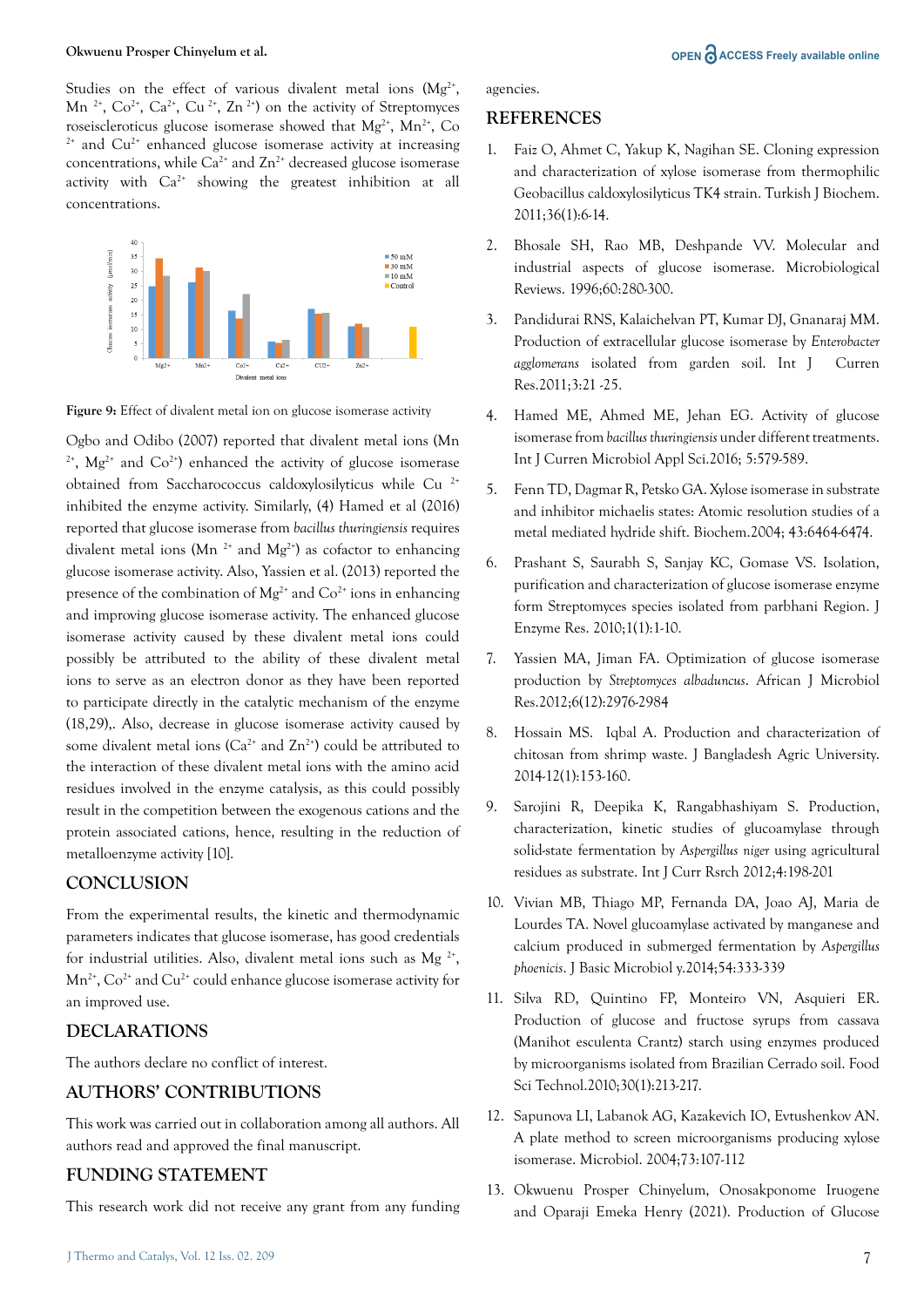Studies on the effect of various divalent metal ions ($Mg^{2+}$, $Mn^{2+}$, $Co^{2+}$, $Ca^{2+}$, $Cu^{2+}$, $Zn^{2+}$) on the activity of Streptomyces roseiscleroticus glucose isomerase showed that $Mg^{2+}$, $Mn^{2+}$, $Co^{2+}$ and $Cu^{2+}$ enhanced glucose isomerase activity at increasing concentrations, while $Ca^{2+}$ and $Zn^{2+}$ decreased glucose isomerase activity with $Ca^{2+}$ showing the greatest inhibition at all concentrations.

**Figure 9:** Effect of divalent metal ion on glucose isomerase activity

Ogbo and Odibo (2007) reported that divalent metal ions ($Mn^{2+}$, $Mg^{2+}$ and $Co^{2+}$) enhanced the activity of glucose isomerase obtained from Saccharococcus caldoxylosilyticus while $Cu^{2+}$ inhibited the enzyme activity. Similarly, (4) Hamed et al (2016) reported that glucose isomerase from *bacillus thuringiensis* requires divalent metal ions ($Mn^{2+}$ and $Mg^{2+}$) as cofactor to enhancing glucose isomerase activity. Also, Yassien et al. (2013) reported the presence of the combination of $Mg^{2+}$ and $Co^{2+}$ ions in enhancing and improving glucose isomerase activity. The enhanced glucose isomerase activity caused by these divalent metal ions could possibly be attributed to the ability of these divalent metal ions to serve as an electron donor as they have been reported to participate directly in the catalytic mechanism of the enzyme (18,29),. Also, decrease in glucose isomerase activity caused by some divalent metal ions ($Ca^{2+}$ and $Zn^{2+}$) could be attributed to the interaction of these divalent metal ions with the amino acid residues involved in the enzyme catalysis, as this could possibly result in the competition between the exogenous cations and the protein associated cations, hence, resulting in the reduction of metalloenzyme activity [10].

## CONCLUSION

From the experimental results, the kinetic and thermodynamic parameters indicates that glucose isomerase, has good credentials for industrial utilities. Also, divalent metal ions such as $Mg^{2+}$, $Mn^{2+}$, $Co^{2+}$ and $Cu^{2+}$ could enhance glucose isomerase activity for an improved use.

## DECLARATIONS

The authors declare no conflict of interest.

## AUTHORS' CONTRIBUTIONS

This work was carried out in collaboration among all authors. All authors read and approved the final manuscript.

## FUNDING STATEMENT

This research work did not receive any grant from any funding agencies.

## REFERENCES

1. Faiz O, Ahmet C, Yakup K, Nagihan SE. Cloning expression and characterization of xylose isomerase from thermophilic Geobacillus caldoxylosilyticus TK4 strain. Turkish J Biochem. 2011;36(1):6-14.
2. Bhosale SH, Rao MB, Deshpande VV. Molecular and industrial aspects of glucose isomerase. Microbiological Reviews. 1996;60:280-300.
3. Pandidurai RNS, Kalaichelvan PT, Kumar DJ, Gnanaraj MM. Production of extracellular glucose isomerase by *Enterobacter agglomerans* isolated from garden soil. Int J Curren Res.2011;3:21 -25.
4. Hamed ME, Ahmed ME, Jehan EG. Activity of glucose isomerase from *bacillus thuringiensis* under different treatments. Int J Curren Microbiol Appl Sci.2016; 5:579-589.
5. Fenn TD, Dagmar R, Petsko GA. Xylose isomerase in substrate and inhibitor michaelis states: Atomic resolution studies of a metal mediated hydride shift. Biochem.2004; 43:6464-6474.
6. Prashant S, Saurabh S, Sanjay KC, Gomase VS. Isolation, purification and characterization of glucose isomerase enzyme form Streptomyces species isolated from parbhani Region. J Enzyme Res. 2010;1(1):1-10.
7. Yassien MA, Jiman FA. Optimization of glucose isomerase production by *Streptomyces albadunc*us. African J Microbiol Res.2012;6(12):2976-2984
8. Hossain MS. Iqbal A. Production and characterization of chitosan from shrimp waste. J Bangladesh Agric University. 2014-12(1):153-160.
9. Sarojini R, Deepika K, Rangabhashiyam S. Production, characterization, kinetic studies of glucoamylase through solid-state fermentation by *Aspergillus niger* using agricultural residues as substrate. Int J Curr Rsrch 2012;4:198-201
10. Vivian MB, Thiago MP, Fernanda DA, Joao AJ, Maria de Lourdes TA. Novel glucoamylase activated by manganese and calcium produced in submerged fermentation by *Aspergillus phoenicis*. J Basic Microbiol y.2014;54:333-339
11. Silva RD, Quintino FP, Monteiro VN, Asquieri ER. Production of glucose and fructose syrups from cassava (Manihot esculenta Crantz) starch using enzymes produced by microorganisms isolated from Brazilian Cerrado soil. Food Sci Technol.2010;30(1):213-217.
12. Sapunova LI, Labanok AG, Kazakevich IO, Evtushenkov AN. A plate method to screen microorganisms producing xylose isomerase. Microbiol. 2004;73:107-112
13. Okwuenu Prosper Chinyelum, Onosakponome Iruogene and Oparaji Emeka Henry (2021). Production of Glucose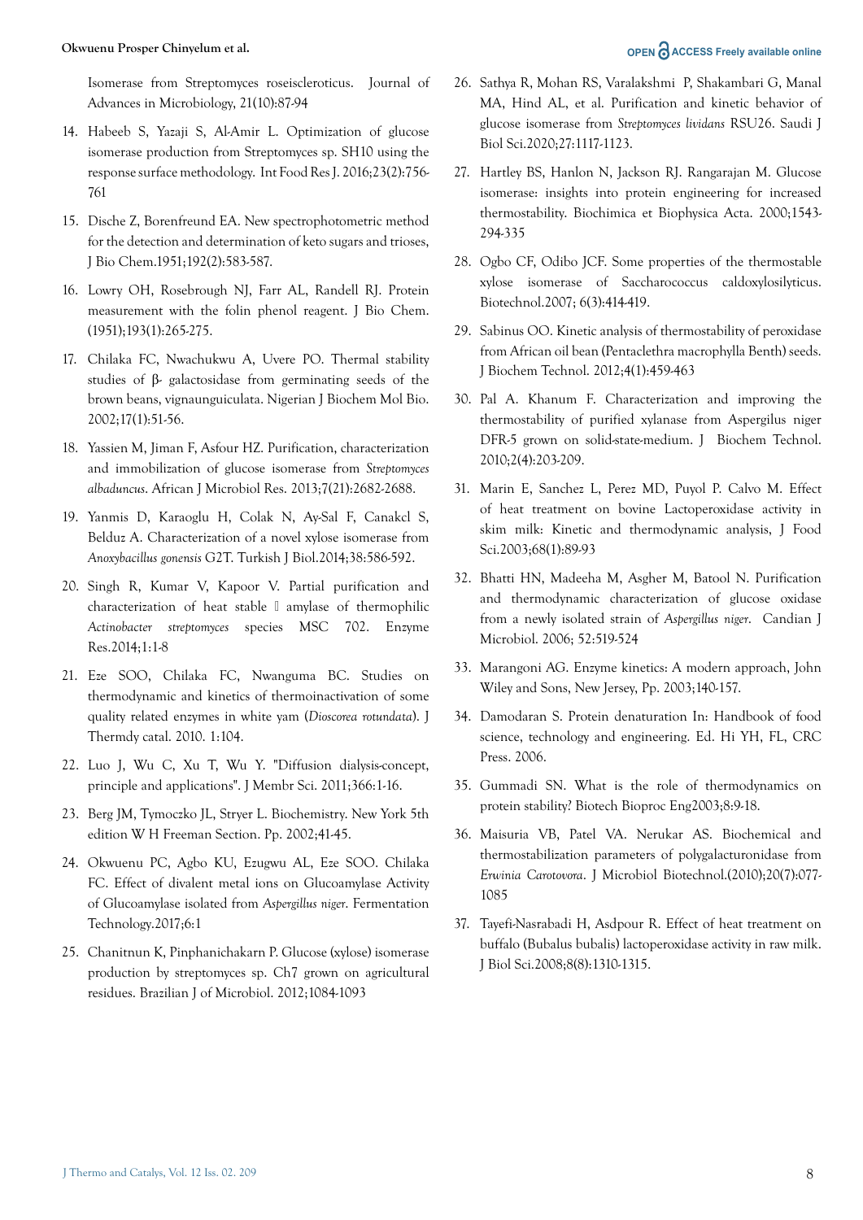Isomerase from Streptomyces roseiscleroticus. Journal of Advances in Microbiology, 21(10):87-94

14. Habeeb S, Yazaji S, Al-Amir L. Optimization of glucose isomerase production from Streptomyces sp. SH10 using the response surface methodology. Int Food Res J. 2016;23(2):756-761

15. Dische Z, Borenfreund EA. New spectrophotometric method for the detection and determination of keto sugars and trioses, J Bio Chem.1951;192(2):583-587.

16. Lowry OH, Rosebrough NJ, Farr AL, Randell RJ. Protein measurement with the folin phenol reagent. J Bio Chem. (1951);193(1):265-275.

17. Chilaka FC, Nwachukwu A, Uvere PO. Thermal stability studies of β- galactosidase from germinating seeds of the brown beans, vignaunguiculata. Nigerian J Biochem Mol Bio. 2002;17(1):51-56.

18. Yassien M, Jiman F, Asfour HZ. Purification, characterization and immobilization of glucose isomerase from *Streptomyces albaduncus*. African J Microbiol Res. 2013;7(21):2682-2688.

19. Yanmis D, Karaoglu H, Colak N, Ay-Sal F, Canakcl S, Belduz A. Characterization of a novel xylose isomerase from *Anoxybacillus gonensis* G2T. Turkish J Biol.2014;38:586-592.

20. Singh R, Kumar V, Kapoor V. Partial purification and characterization of heat stable  amylase of thermophilic *Actinobacter streptomyces* species MSC 702. Enzyme Res.2014;1:1-8

21. Eze SOO, Chilaka FC, Nwanguma BC. Studies on thermodynamic and kinetics of thermoinactivation of some quality related enzymes in white yam (*Dioscorea rotundata*). J Thermdy catal. 2010. 1:104.

22. Luo J, Wu C, Xu T, Wu Y. "Diffusion dialysis-concept, principle and applications". J Membr Sci. 2011;366:1-16.

23. Berg JM, Tymoczko JL, Stryer L. Biochemistry. New York 5th edition W H Freeman Section. Pp. 2002;41-45.

24. Okwuenu PC, Agbo KU, Ezugwu AL, Eze SOO. Chilaka FC. Effect of divalent metal ions on Glucoamylase Activity of Glucoamylase isolated from *Aspergillus niger*. Fermentation Technology.2017;6:1

25. Chanitnun K, Pinphanichakarn P. Glucose (xylose) isomerase production by streptomyces sp. Ch7 grown on agricultural residues. Brazilian J of Microbiol. 2012;1084-1093

26. Sathya R, Mohan RS, Varalakshmi P, Shakambari G, Manal MA, Hind AL, et al. Purification and kinetic behavior of glucose isomerase from *Streptomyces lividans* RSU26. Saudi J Biol Sci.2020;27:1117-1123.

27. Hartley BS, Hanlon N, Jackson RJ. Rangarajan M. Glucose isomerase: insights into protein engineering for increased thermostability. Biochimica et Biophysica Acta. 2000;1543-294-335

28. Ogbo CF, Odibo JCF. Some properties of the thermostable xylose isomerase of Saccharococcus caldoxylosilyticus. Biotechnol.2007; 6(3):414-419.

29. Sabinus OO. Kinetic analysis of thermostability of peroxidase from African oil bean (Pentaclethra macrophylla Benth) seeds. J Biochem Technol. 2012;4(1):459-463

30. Pal A. Khanum F. Characterization and improving the thermostability of purified xylanase from Aspergilus niger DFR-5 grown on solid-state-medium. J Biochem Technol. 2010;2(4):203-209.

31. Marin E, Sanchez L, Perez MD, Puyol P. Calvo M. Effect of heat treatment on bovine Lactoperoxidase activity in skim milk: Kinetic and thermodynamic analysis, J Food Sci.2003;68(1):89-93

32. Bhatti HN, Madeeha M, Asgher M, Batool N. Purification and thermodynamic characterization of glucose oxidase from a newly isolated strain of *Aspergillus niger*. Candian J Microbiol. 2006; 52:519-524

33. Marangoni AG. Enzyme kinetics: A modern approach, John Wiley and Sons, New Jersey, Pp. 2003;140-157.

34. Damodaran S. Protein denaturation In: Handbook of food science, technology and engineering. Ed. Hi YH, FL, CRC Press. 2006.

35. Gummadi SN. What is the role of thermodynamics on protein stability? Biotech Bioproc Eng2003;8:9-18.

36. Maisuria VB, Patel VA. Nerukar AS. Biochemical and thermostabilization parameters of polygalacturonidase from *Erwinia Carotovora*. J Microbiol Biotechnol.(2010);20(7):077-1085

37. Tayefi-Nasrabadi H, Asdpour R. Effect of heat treatment on buffalo (Bubalus bubalis) lactoperoxidase activity in raw milk. J Biol Sci.2008;8(8):1310-1315.